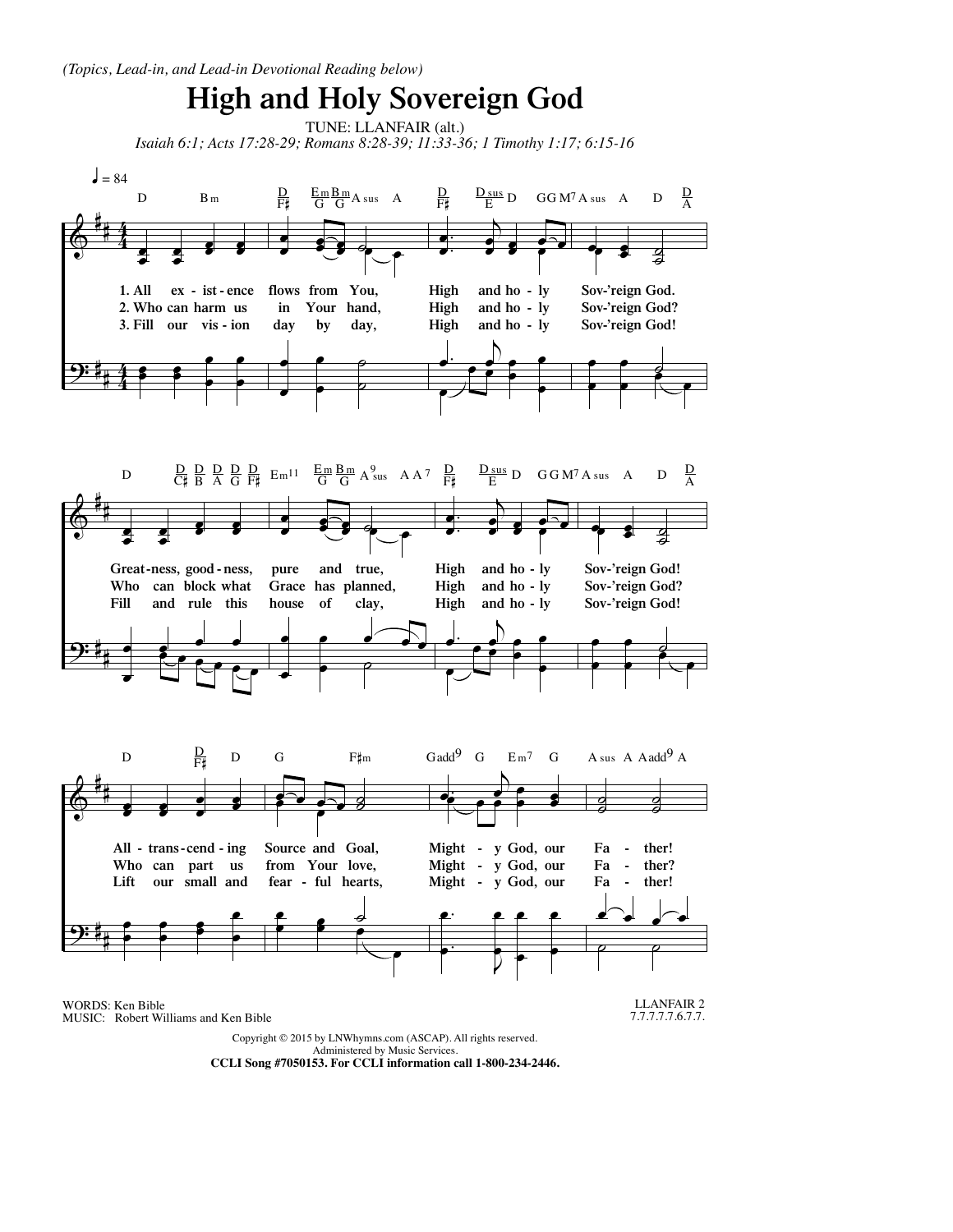*(Topics, Lead-in, and Lead-in Devotional Reading below)*

# High and Holy Sovereign God

TUNE: LLANFAIR (alt.)

*Isaiah 6:1; Acts 17:28-29; Romans 8:28-39; 11:33-36; 1 Timothy 1:17; 6:15-16*

♩ = 84

1. All existence flows from You,
High and holy Sov'reign God.
Greatness, goodness, pure and true,
High and holy Sov'reign God!
All-transcending Source and Goal,
Mighty God, our Father!

2. Who can harm us in Your hand,
High and holy Sov'reign God?
Who can block what Grace has planned,
High and holy Sov'reign God?
Who can part us from Your love,
Mighty God, our Father?

3. Fill our vision day by day,
High and holy Sov'reign God!
Fill and rule this house of clay,
High and holy Sov'reign God!
Lift our small and fearful hearts,
Mighty God, our Father!

WORDS: Ken Bible
MUSIC: Robert Williams and Ken Bible

LLANFAIR 2
7.7.7.7.7.6.7.7.

Copyright © 2015 by LNWhymns.com (ASCAP). All rights reserved.
Administered by Music Services.
**CCLI Song #7050153. For CCLI information call 1-800-234-2446.**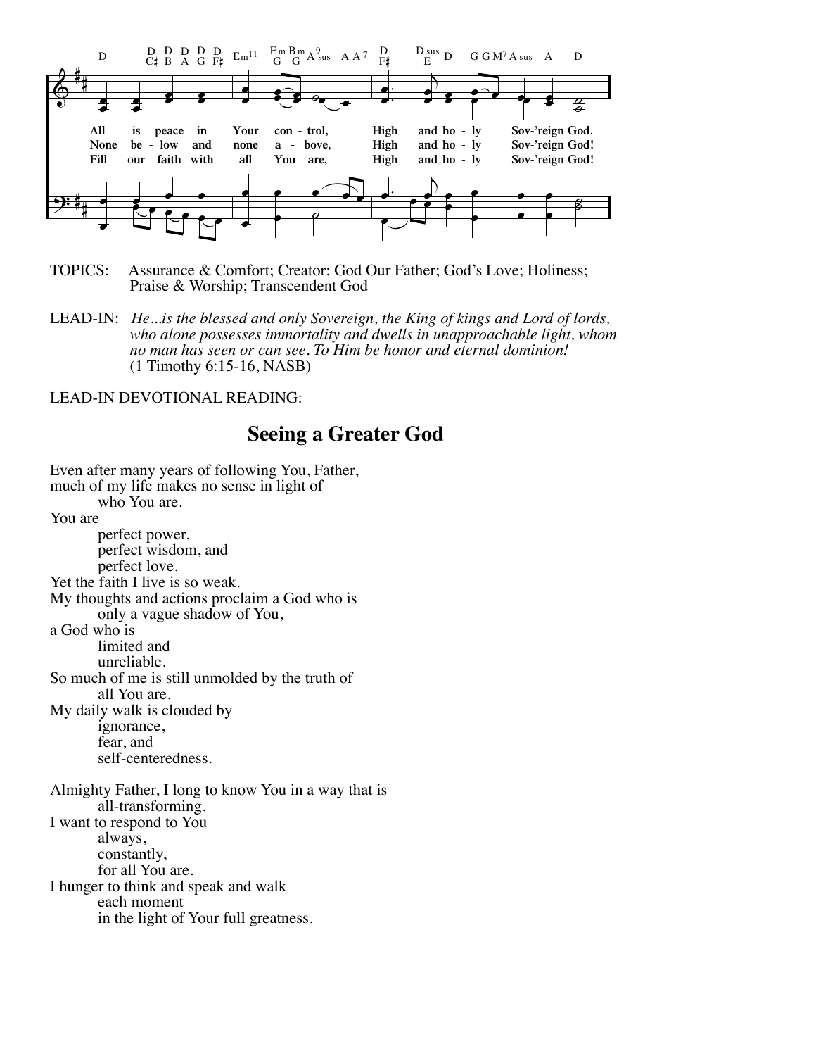All is peace in Your con - trol, High and ho - ly Sov-'reign God.
None be - low and none a - bove, High and ho - ly Sov-'reign God!
Fill our faith with all You are, High and ho - ly Sov-'reign God!

TOPICS: Assurance & Comfort; Creator; God Our Father; God's Love; Holiness; Praise & Worship; Transcendent God

LEAD-IN: *He...is the blessed and only Sovereign, the King of kings and Lord of lords, who alone possesses immortality and dwells in unapproachable light, whom no man has seen or can see. To Him be honor and eternal dominion!* (1 Timothy 6:15-16, NASB)

LEAD-IN DEVOTIONAL READING:

## Seeing a Greater God

Even after many years of following You, Father,
much of my life makes no sense in light of
    who You are.
You are
    perfect power,
    perfect wisdom, and
    perfect love.
Yet the faith I live is so weak.
My thoughts and actions proclaim a God who is
    only a vague shadow of You,
a God who is
    limited and
    unreliable.
So much of me is still unmolded by the truth of
    all You are.
My daily walk is clouded by
    ignorance,
    fear, and
    self-centeredness.

Almighty Father, I long to know You in a way that is
    all-transforming.
I want to respond to You
    always,
    constantly,
    for all You are.
I hunger to think and speak and walk
    each moment
    in the light of Your full greatness.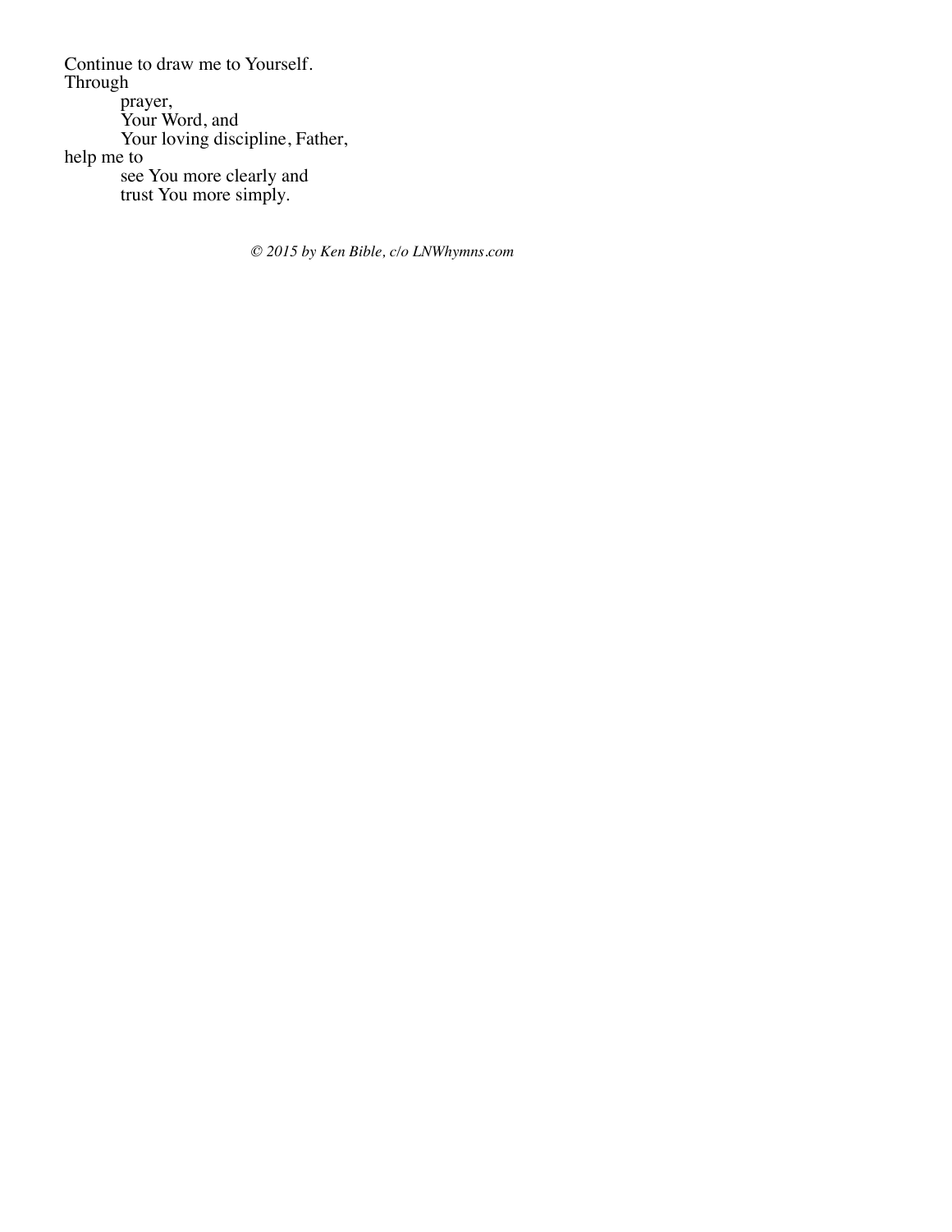Continue to draw me to Yourself.
Through
    prayer,
    Your Word, and
    Your loving discipline, Father,
help me to
    see You more clearly and
    trust You more simply.

*© 2015 by Ken Bible, c/o LNWhymns.com*